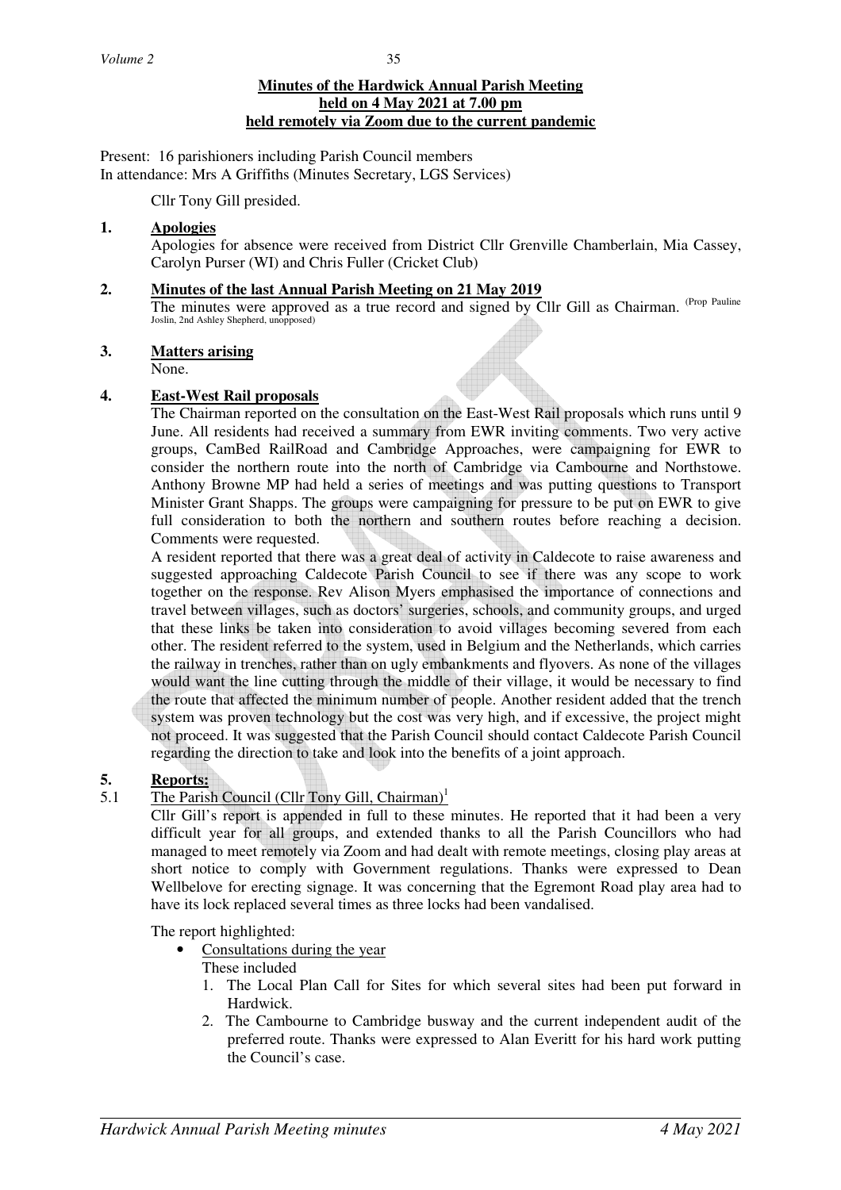**Minutes of the Hardwick Annual Parish Meeting held on 4 May 2021 at 7.00 pm held remotely via Zoom due to the current pandemic**

Present: 16 parishioners including Parish Council members
In attendance: Mrs A Griffiths (Minutes Secretary, LGS Services)

Cllr Tony Gill presided.

**1. Apologies**

Apologies for absence were received from District Cllr Grenville Chamberlain, Mia Cassey, Carolyn Purser (WI) and Chris Fuller (Cricket Club)

**2. Minutes of the last Annual Parish Meeting on 21 May 2019**

The minutes were approved as a true record and signed by Cllr Gill as Chairman. (Prop Pauline Joslin, 2nd Ashley Shepherd, unopposed)

**3. Matters arising**

None.

**4. East-West Rail proposals**

The Chairman reported on the consultation on the East-West Rail proposals which runs until 9 June. All residents had received a summary from EWR inviting comments. Two very active groups, CamBed RailRoad and Cambridge Approaches, were campaigning for EWR to consider the northern route into the north of Cambridge via Cambourne and Northstowe. Anthony Browne MP had held a series of meetings and was putting questions to Transport Minister Grant Shapps. The groups were campaigning for pressure to be put on EWR to give full consideration to both the northern and southern routes before reaching a decision. Comments were requested.

A resident reported that there was a great deal of activity in Caldecote to raise awareness and suggested approaching Caldecote Parish Council to see if there was any scope to work together on the response. Rev Alison Myers emphasised the importance of connections and travel between villages, such as doctors' surgeries, schools, and community groups, and urged that these links be taken into consideration to avoid villages becoming severed from each other. The resident referred to the system, used in Belgium and the Netherlands, which carries the railway in trenches, rather than on ugly embankments and flyovers. As none of the villages would want the line cutting through the middle of their village, it would be necessary to find the route that affected the minimum number of people. Another resident added that the trench system was proven technology but the cost was very high, and if excessive, the project might not proceed. It was suggested that the Parish Council should contact Caldecote Parish Council regarding the direction to take and look into the benefits of a joint approach.

**5. Reports:**

5.1 The Parish Council (Cllr Tony Gill, Chairman)[1]

Cllr Gill's report is appended in full to these minutes. He reported that it had been a very difficult year for all groups, and extended thanks to all the Parish Councillors who had managed to meet remotely via Zoom and had dealt with remote meetings, closing play areas at short notice to comply with Government regulations. Thanks were expressed to Dean Wellbelove for erecting signage. It was concerning that the Egremont Road play area had to have its lock replaced several times as three locks had been vandalised.

The report highlighted:

- Consultations during the year

  These included

  1. The Local Plan Call for Sites for which several sites had been put forward in Hardwick.
  2. The Cambourne to Cambridge busway and the current independent audit of the preferred route. Thanks were expressed to Alan Everitt for his hard work putting the Council's case.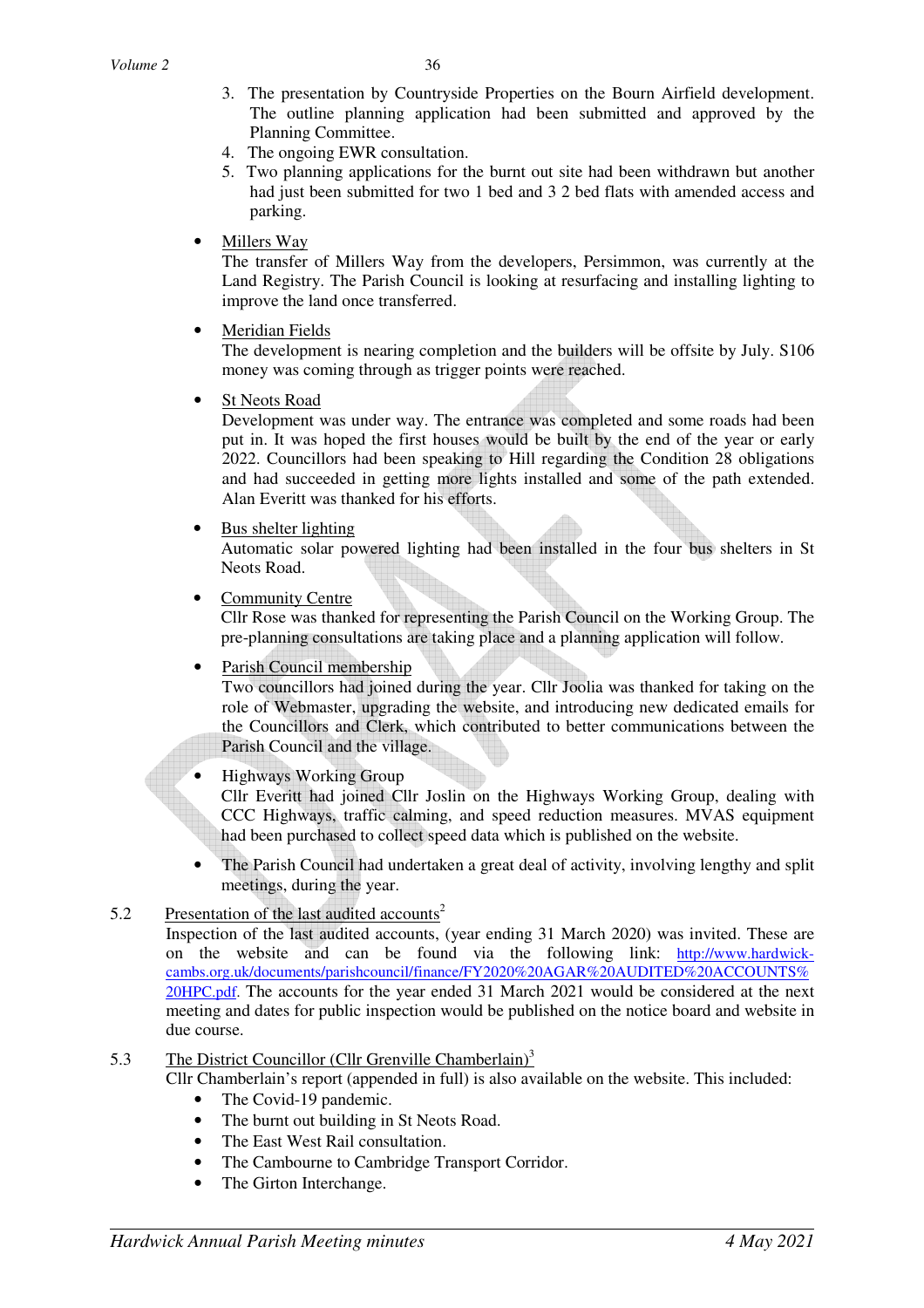3. The presentation by Countryside Properties on the Bourn Airfield development. The outline planning application had been submitted and approved by the Planning Committee.
4. The ongoing EWR consultation.
5. Two planning applications for the burnt out site had been withdrawn but another had just been submitted for two 1 bed and 3 2 bed flats with amended access and parking.

- Millers Way
  The transfer of Millers Way from the developers, Persimmon, was currently at the Land Registry. The Parish Council is looking at resurfacing and installing lighting to improve the land once transferred.

- Meridian Fields
  The development is nearing completion and the builders will be offsite by July. S106 money was coming through as trigger points were reached.

- St Neots Road
  Development was under way. The entrance was completed and some roads had been put in. It was hoped the first houses would be built by the end of the year or early 2022. Councillors had been speaking to Hill regarding the Condition 28 obligations and had succeeded in getting more lights installed and some of the path extended. Alan Everitt was thanked for his efforts.

- Bus shelter lighting
  Automatic solar powered lighting had been installed in the four bus shelters in St Neots Road.

- Community Centre
  Cllr Rose was thanked for representing the Parish Council on the Working Group. The pre-planning consultations are taking place and a planning application will follow.

- Parish Council membership
  Two councillors had joined during the year. Cllr Joolia was thanked for taking on the role of Webmaster, upgrading the website, and introducing new dedicated emails for the Councillors and Clerk, which contributed to better communications between the Parish Council and the village.

- Highways Working Group
  Cllr Everitt had joined Cllr Joslin on the Highways Working Group, dealing with CCC Highways, traffic calming, and speed reduction measures. MVAS equipment had been purchased to collect speed data which is published on the website.

- The Parish Council had undertaken a great deal of activity, involving lengthy and split meetings, during the year.

5.2 Presentation of the last audited accounts[2]

Inspection of the last audited accounts, (year ending 31 March 2020) was invited. These are on the website and can be found via the following link: http://www.hardwick-cambs.org.uk/documents/parishcouncil/finance/FY2020%20AGAR%20AUDITED%20ACCOUNTS%20HPC.pdf. The accounts for the year ended 31 March 2021 would be considered at the next meeting and dates for public inspection would be published on the notice board and website in due course.

5.3 The District Councillor (Cllr Grenville Chamberlain)[3]

Cllr Chamberlain's report (appended in full) is also available on the website. This included:

- The Covid-19 pandemic.
- The burnt out building in St Neots Road.
- The East West Rail consultation.
- The Cambourne to Cambridge Transport Corridor.
- The Girton Interchange.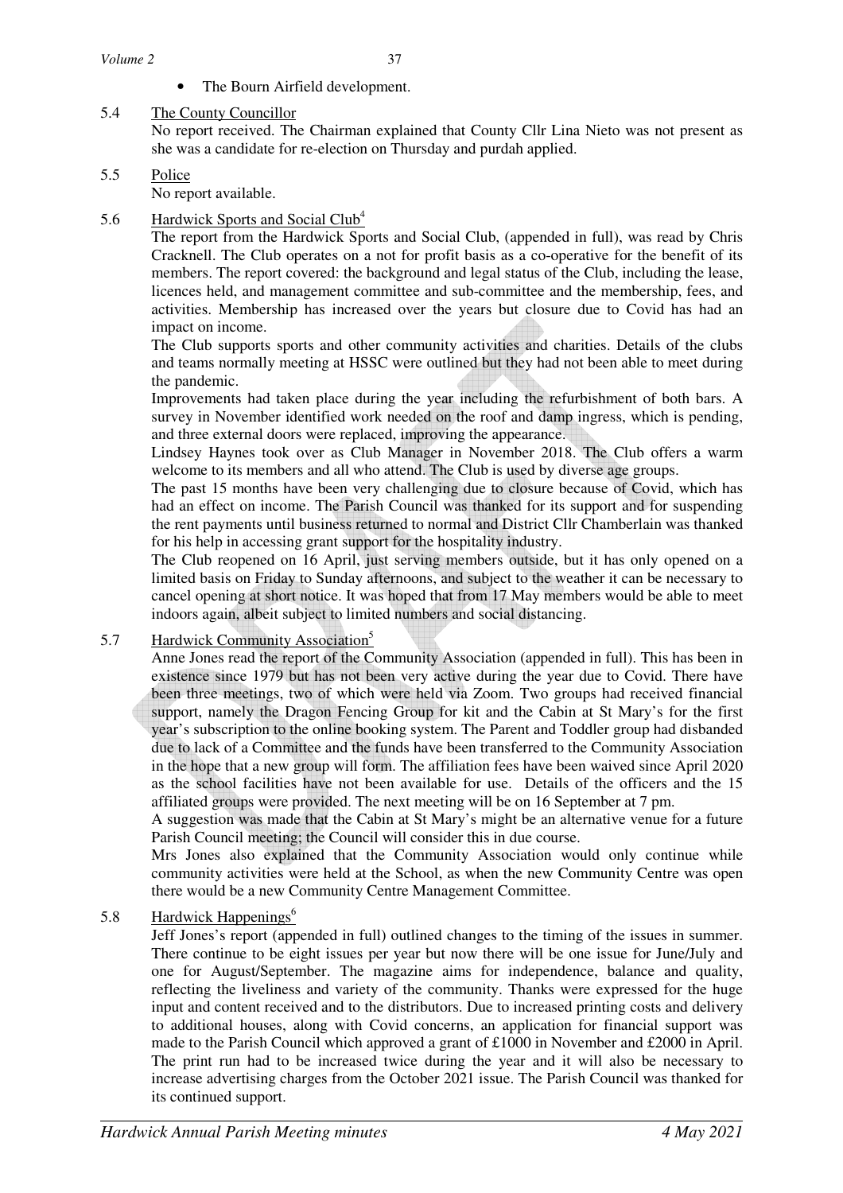- The Bourn Airfield development.

5.4 The County Councillor

No report received. The Chairman explained that County Cllr Lina Nieto was not present as she was a candidate for re-election on Thursday and purdah applied.

5.5 Police

No report available.

5.6 Hardwick Sports and Social Club[4]

The report from the Hardwick Sports and Social Club, (appended in full), was read by Chris Cracknell. The Club operates on a not for profit basis as a co-operative for the benefit of its members. The report covered: the background and legal status of the Club, including the lease, licences held, and management committee and sub-committee and the membership, fees, and activities. Membership has increased over the years but closure due to Covid has had an impact on income.

The Club supports sports and other community activities and charities. Details of the clubs and teams normally meeting at HSSC were outlined but they had not been able to meet during the pandemic.

Improvements had taken place during the year including the refurbishment of both bars. A survey in November identified work needed on the roof and damp ingress, which is pending, and three external doors were replaced, improving the appearance.

Lindsey Haynes took over as Club Manager in November 2018. The Club offers a warm welcome to its members and all who attend. The Club is used by diverse age groups.

The past 15 months have been very challenging due to closure because of Covid, which has had an effect on income. The Parish Council was thanked for its support and for suspending the rent payments until business returned to normal and District Cllr Chamberlain was thanked for his help in accessing grant support for the hospitality industry.

The Club reopened on 16 April, just serving members outside, but it has only opened on a limited basis on Friday to Sunday afternoons, and subject to the weather it can be necessary to cancel opening at short notice. It was hoped that from 17 May members would be able to meet indoors again, albeit subject to limited numbers and social distancing.

5.7 Hardwick Community Association[5]

Anne Jones read the report of the Community Association (appended in full). This has been in existence since 1979 but has not been very active during the year due to Covid. There have been three meetings, two of which were held via Zoom. Two groups had received financial support, namely the Dragon Fencing Group for kit and the Cabin at St Mary's for the first year's subscription to the online booking system. The Parent and Toddler group had disbanded due to lack of a Committee and the funds have been transferred to the Community Association in the hope that a new group will form. The affiliation fees have been waived since April 2020 as the school facilities have not been available for use. Details of the officers and the 15 affiliated groups were provided. The next meeting will be on 16 September at 7 pm.

A suggestion was made that the Cabin at St Mary's might be an alternative venue for a future Parish Council meeting; the Council will consider this in due course.

Mrs Jones also explained that the Community Association would only continue while community activities were held at the School, as when the new Community Centre was open there would be a new Community Centre Management Committee.

5.8 Hardwick Happenings[6]

Jeff Jones's report (appended in full) outlined changes to the timing of the issues in summer. There continue to be eight issues per year but now there will be one issue for June/July and one for August/September. The magazine aims for independence, balance and quality, reflecting the liveliness and variety of the community. Thanks were expressed for the huge input and content received and to the distributors. Due to increased printing costs and delivery to additional houses, along with Covid concerns, an application for financial support was made to the Parish Council which approved a grant of £1000 in November and £2000 in April. The print run had to be increased twice during the year and it will also be necessary to increase advertising charges from the October 2021 issue. The Parish Council was thanked for its continued support.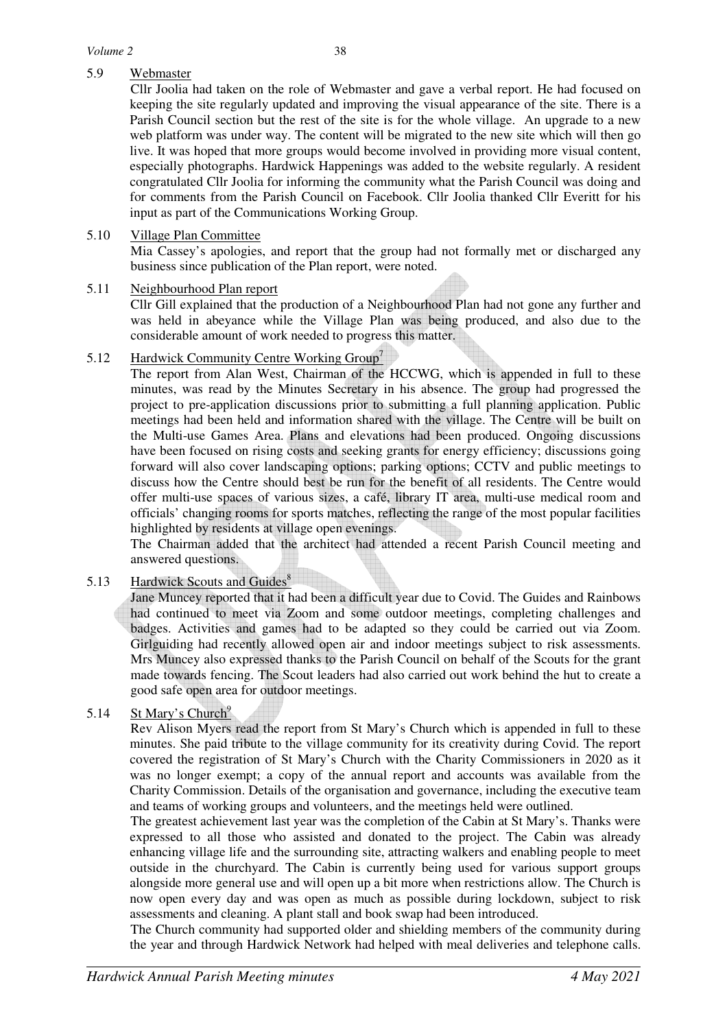5.9 Webmaster

Cllr Joolia had taken on the role of Webmaster and gave a verbal report. He had focused on keeping the site regularly updated and improving the visual appearance of the site. There is a Parish Council section but the rest of the site is for the whole village. An upgrade to a new web platform was under way. The content will be migrated to the new site which will then go live. It was hoped that more groups would become involved in providing more visual content, especially photographs. Hardwick Happenings was added to the website regularly. A resident congratulated Cllr Joolia for informing the community what the Parish Council was doing and for comments from the Parish Council on Facebook. Cllr Joolia thanked Cllr Everitt for his input as part of the Communications Working Group.

5.10 Village Plan Committee

Mia Cassey's apologies, and report that the group had not formally met or discharged any business since publication of the Plan report, were noted.

5.11 Neighbourhood Plan report

Cllr Gill explained that the production of a Neighbourhood Plan had not gone any further and was held in abeyance while the Village Plan was being produced, and also due to the considerable amount of work needed to progress this matter.

5.12 Hardwick Community Centre Working Group[7]

The report from Alan West, Chairman of the HCCWG, which is appended in full to these minutes, was read by the Minutes Secretary in his absence. The group had progressed the project to pre-application discussions prior to submitting a full planning application. Public meetings had been held and information shared with the village. The Centre will be built on the Multi-use Games Area. Plans and elevations had been produced. Ongoing discussions have been focused on rising costs and seeking grants for energy efficiency; discussions going forward will also cover landscaping options; parking options; CCTV and public meetings to discuss how the Centre should best be run for the benefit of all residents. The Centre would offer multi-use spaces of various sizes, a café, library IT area, multi-use medical room and officials' changing rooms for sports matches, reflecting the range of the most popular facilities highlighted by residents at village open evenings.

The Chairman added that the architect had attended a recent Parish Council meeting and answered questions.

5.13 Hardwick Scouts and Guides[8]

Jane Muncey reported that it had been a difficult year due to Covid. The Guides and Rainbows had continued to meet via Zoom and some outdoor meetings, completing challenges and badges. Activities and games had to be adapted so they could be carried out via Zoom. Girlguiding had recently allowed open air and indoor meetings subject to risk assessments. Mrs Muncey also expressed thanks to the Parish Council on behalf of the Scouts for the grant made towards fencing. The Scout leaders had also carried out work behind the hut to create a good safe open area for outdoor meetings.

5.14 St Mary's Church[9]

Rev Alison Myers read the report from St Mary's Church which is appended in full to these minutes. She paid tribute to the village community for its creativity during Covid. The report covered the registration of St Mary's Church with the Charity Commissioners in 2020 as it was no longer exempt; a copy of the annual report and accounts was available from the Charity Commission. Details of the organisation and governance, including the executive team and teams of working groups and volunteers, and the meetings held were outlined.

The greatest achievement last year was the completion of the Cabin at St Mary's. Thanks were expressed to all those who assisted and donated to the project. The Cabin was already enhancing village life and the surrounding site, attracting walkers and enabling people to meet outside in the churchyard. The Cabin is currently being used for various support groups alongside more general use and will open up a bit more when restrictions allow. The Church is now open every day and was open as much as possible during lockdown, subject to risk assessments and cleaning. A plant stall and book swap had been introduced.

The Church community had supported older and shielding members of the community during the year and through Hardwick Network had helped with meal deliveries and telephone calls.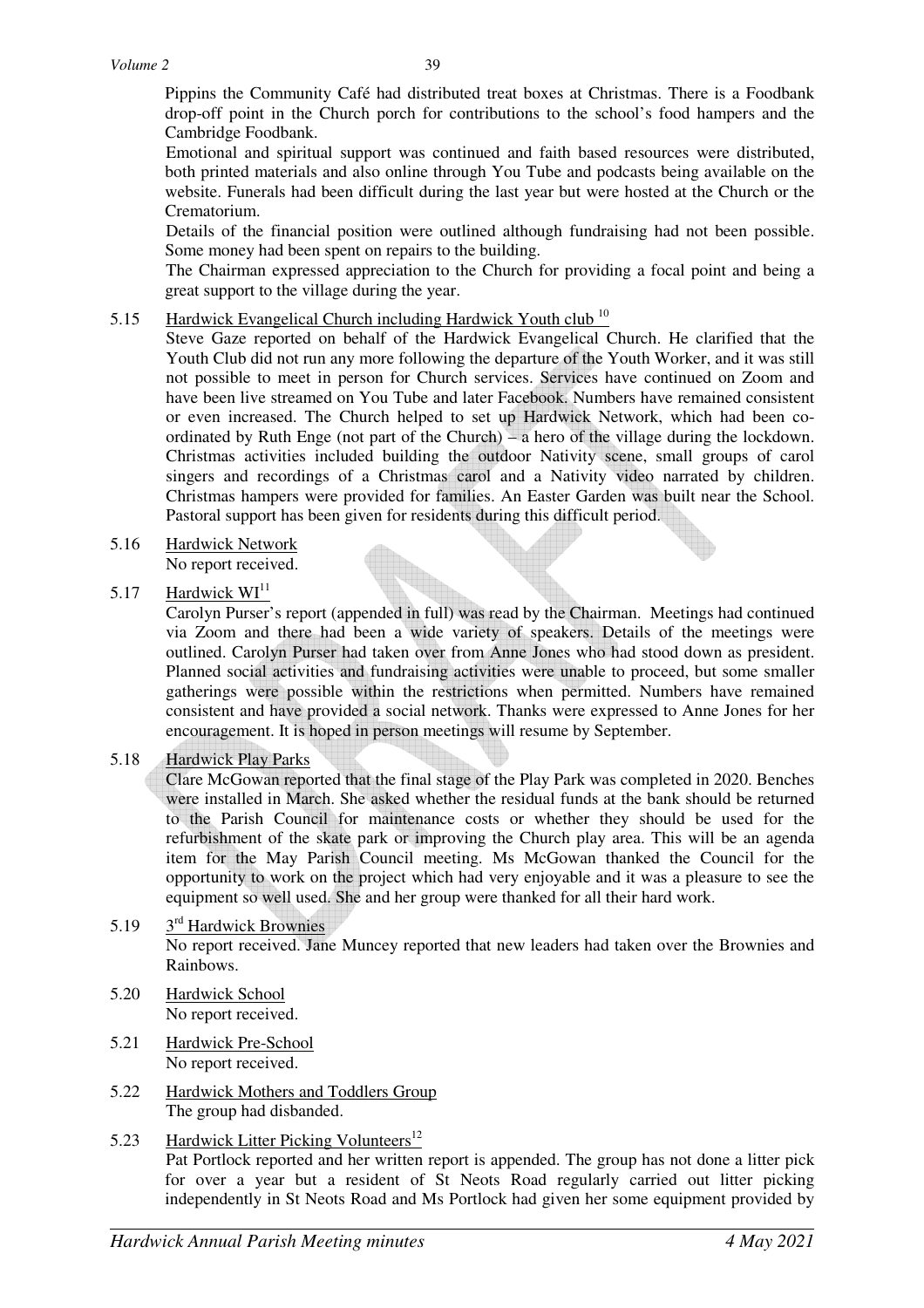Pippins the Community Café had distributed treat boxes at Christmas. There is a Foodbank drop-off point in the Church porch for contributions to the school's food hampers and the Cambridge Foodbank.

Emotional and spiritual support was continued and faith based resources were distributed, both printed materials and also online through You Tube and podcasts being available on the website. Funerals had been difficult during the last year but were hosted at the Church or the Crematorium.

Details of the financial position were outlined although fundraising had not been possible. Some money had been spent on repairs to the building.

The Chairman expressed appreciation to the Church for providing a focal point and being a great support to the village during the year.

5.15 Hardwick Evangelical Church including Hardwick Youth club [10]

Steve Gaze reported on behalf of the Hardwick Evangelical Church. He clarified that the Youth Club did not run any more following the departure of the Youth Worker, and it was still not possible to meet in person for Church services. Services have continued on Zoom and have been live streamed on You Tube and later Facebook. Numbers have remained consistent or even increased. The Church helped to set up Hardwick Network, which had been co-ordinated by Ruth Enge (not part of the Church) – a hero of the village during the lockdown. Christmas activities included building the outdoor Nativity scene, small groups of carol singers and recordings of a Christmas carol and a Nativity video narrated by children. Christmas hampers were provided for families. An Easter Garden was built near the School. Pastoral support has been given for residents during this difficult period.

5.16 Hardwick Network

No report received.

5.17 Hardwick WI[11]

Carolyn Purser's report (appended in full) was read by the Chairman. Meetings had continued via Zoom and there had been a wide variety of speakers. Details of the meetings were outlined. Carolyn Purser had taken over from Anne Jones who had stood down as president. Planned social activities and fundraising activities were unable to proceed, but some smaller gatherings were possible within the restrictions when permitted. Numbers have remained consistent and have provided a social network. Thanks were expressed to Anne Jones for her encouragement. It is hoped in person meetings will resume by September.

5.18 Hardwick Play Parks

Clare McGowan reported that the final stage of the Play Park was completed in 2020. Benches were installed in March. She asked whether the residual funds at the bank should be returned to the Parish Council for maintenance costs or whether they should be used for the refurbishment of the skate park or improving the Church play area. This will be an agenda item for the May Parish Council meeting. Ms McGowan thanked the Council for the opportunity to work on the project which had very enjoyable and it was a pleasure to see the equipment so well used. She and her group were thanked for all their hard work.

5.19 3rd Hardwick Brownies

No report received. Jane Muncey reported that new leaders had taken over the Brownies and Rainbows.

5.20 Hardwick School

No report received.

5.21 Hardwick Pre-School

No report received.

5.22 Hardwick Mothers and Toddlers Group

The group had disbanded.

5.23 Hardwick Litter Picking Volunteers[12]

Pat Portlock reported and her written report is appended. The group has not done a litter pick for over a year but a resident of St Neots Road regularly carried out litter picking independently in St Neots Road and Ms Portlock had given her some equipment provided by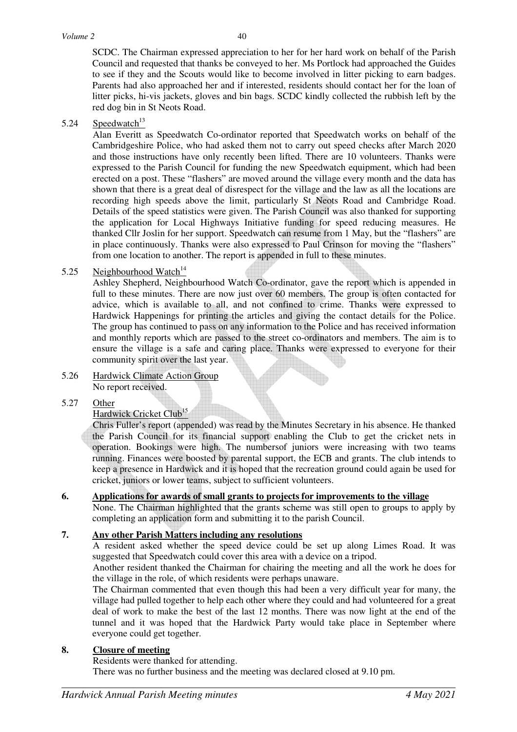SCDC. The Chairman expressed appreciation to her for her hard work on behalf of the Parish Council and requested that thanks be conveyed to her. Ms Portlock had approached the Guides to see if they and the Scouts would like to become involved in litter picking to earn badges. Parents had also approached her and if interested, residents should contact her for the loan of litter picks, hi-vis jackets, gloves and bin bags. SCDC kindly collected the rubbish left by the red dog bin in St Neots Road.

5.24 Speedwatch[13]

Alan Everitt as Speedwatch Co-ordinator reported that Speedwatch works on behalf of the Cambridgeshire Police, who had asked them not to carry out speed checks after March 2020 and those instructions have only recently been lifted. There are 10 volunteers. Thanks were expressed to the Parish Council for funding the new Speedwatch equipment, which had been erected on a post. These "flashers" are moved around the village every month and the data has shown that there is a great deal of disrespect for the village and the law as all the locations are recording high speeds above the limit, particularly St Neots Road and Cambridge Road. Details of the speed statistics were given. The Parish Council was also thanked for supporting the application for Local Highways Initiative funding for speed reducing measures. He thanked Cllr Joslin for her support. Speedwatch can resume from 1 May, but the "flashers" are in place continuously. Thanks were also expressed to Paul Crinson for moving the "flashers" from one location to another. The report is appended in full to these minutes.

5.25 Neighbourhood Watch[14]

Ashley Shepherd, Neighbourhood Watch Co-ordinator, gave the report which is appended in full to these minutes. There are now just over 60 members. The group is often contacted for advice, which is available to all, and not confined to crime. Thanks were expressed to Hardwick Happenings for printing the articles and giving the contact details for the Police. The group has continued to pass on any information to the Police and has received information and monthly reports which are passed to the street co-ordinators and members. The aim is to ensure the village is a safe and caring place. Thanks were expressed to everyone for their community spirit over the last year.

5.26 Hardwick Climate Action Group

No report received.

5.27 Other

Hardwick Cricket Club[15]

Chris Fuller's report (appended) was read by the Minutes Secretary in his absence. He thanked the Parish Council for its financial support enabling the Club to get the cricket nets in operation. Bookings were high. The numbersof juniors were increasing with two teams running. Finances were boosted by parental support, the ECB and grants. The club intends to keep a presence in Hardwick and it is hoped that the recreation ground could again be used for cricket, juniors or lower teams, subject to sufficient volunteers.

## 6. Applications for awards of small grants to projects for improvements to the village

None. The Chairman highlighted that the grants scheme was still open to groups to apply by completing an application form and submitting it to the parish Council.

## 7. Any other Parish Matters including any resolutions

A resident asked whether the speed device could be set up along Limes Road. It was suggested that Speedwatch could cover this area with a device on a tripod.

Another resident thanked the Chairman for chairing the meeting and all the work he does for the village in the role, of which residents were perhaps unaware.

The Chairman commented that even though this had been a very difficult year for many, the village had pulled together to help each other where they could and had volunteered for a great deal of work to make the best of the last 12 months. There was now light at the end of the tunnel and it was hoped that the Hardwick Party would take place in September where everyone could get together.

## 8. Closure of meeting

Residents were thanked for attending.

There was no further business and the meeting was declared closed at 9.10 pm.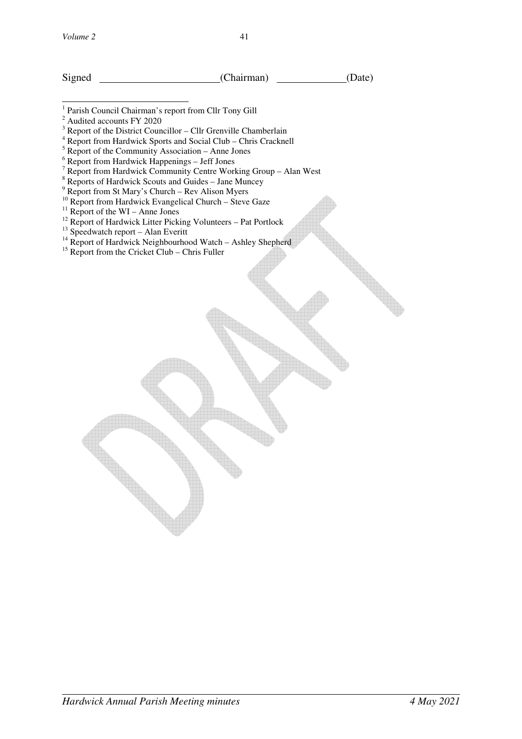Signed \_\_\_\_\_\_\_\_\_\_\_\_\_\_\_\_\_\_\_\_\_\_\_\_(Chairman) \_\_\_\_\_\_\_\_\_\_\_\_\_\_(Date)

---

[1] Parish Council Chairman's report from Cllr Tony Gill
[2] Audited accounts FY 2020
[3] Report of the District Councillor – Cllr Grenville Chamberlain
[4] Report from Hardwick Sports and Social Club – Chris Cracknell
[5] Report of the Community Association – Anne Jones
[6] Report from Hardwick Happenings – Jeff Jones
[7] Report from Hardwick Community Centre Working Group – Alan West
[8] Reports of Hardwick Scouts and Guides – Jane Muncey
[9] Report from St Mary's Church – Rev Alison Myers
[10] Report from Hardwick Evangelical Church – Steve Gaze
[11] Report of the WI – Anne Jones
[12] Report of Hardwick Litter Picking Volunteers – Pat Portlock
[13] Speedwatch report – Alan Everitt
[14] Report of Hardwick Neighbourhood Watch – Ashley Shepherd
[15] Report from the Cricket Club – Chris Fuller